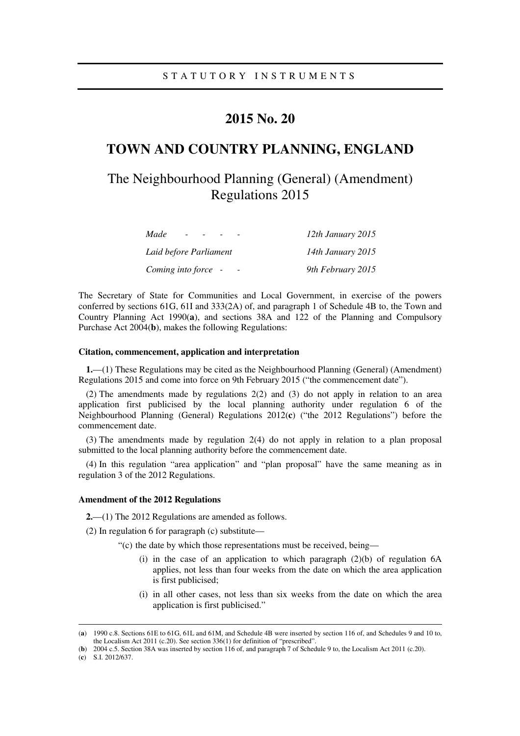STATUTORY INSTRUMENTS

# 2015 No. 20

# TOWN AND COUNTRY PLANNING, ENGLAND

## The Neighbourhood Planning (General) (Amendment) Regulations 2015

| | |
|---|---|
| *Made - - - -* | *12th January 2015* |
| *Laid before Parliament* | *14th January 2015* |
| *Coming into force - -* | *9th February 2015* |

The Secretary of State for Communities and Local Government, in exercise of the powers conferred by sections 61G, 61I and 333(2A) of, and paragraph 1 of Schedule 4B to, the Town and Country Planning Act 1990(**a**), and sections 38A and 122 of the Planning and Compulsory Purchase Act 2004(**b**), makes the following Regulations:

**Citation, commencement, application and interpretation**

**1.**—(1) These Regulations may be cited as the Neighbourhood Planning (General) (Amendment) Regulations 2015 and come into force on 9th February 2015 ("the commencement date").

(2) The amendments made by regulations 2(2) and (3) do not apply in relation to an area application first publicised by the local planning authority under regulation 6 of the Neighbourhood Planning (General) Regulations 2012(**c**) ("the 2012 Regulations") before the commencement date.

(3) The amendments made by regulation 2(4) do not apply in relation to a plan proposal submitted to the local planning authority before the commencement date.

(4) In this regulation "area application" and "plan proposal" have the same meaning as in regulation 3 of the 2012 Regulations.

**Amendment of the 2012 Regulations**

**2.**—(1) The 2012 Regulations are amended as follows.

(2) In regulation 6 for paragraph (c) substitute—

"(c) the date by which those representations must be received, being—

(i) in the case of an application to which paragraph (2)(b) of regulation 6A applies, not less than four weeks from the date on which the area application is first publicised;

(i) in all other cases, not less than six weeks from the date on which the area application is first publicised."

---

(**a**) 1990 c.8. Sections 61E to 61G, 61L and 61M, and Schedule 4B were inserted by section 116 of, and Schedules 9 and 10 to, the Localism Act 2011 (c.20). See section 336(1) for definition of "prescribed".

(**b**) 2004 c.5. Section 38A was inserted by section 116 of, and paragraph 7 of Schedule 9 to, the Localism Act 2011 (c.20).

(**c**) S.I. 2012/637.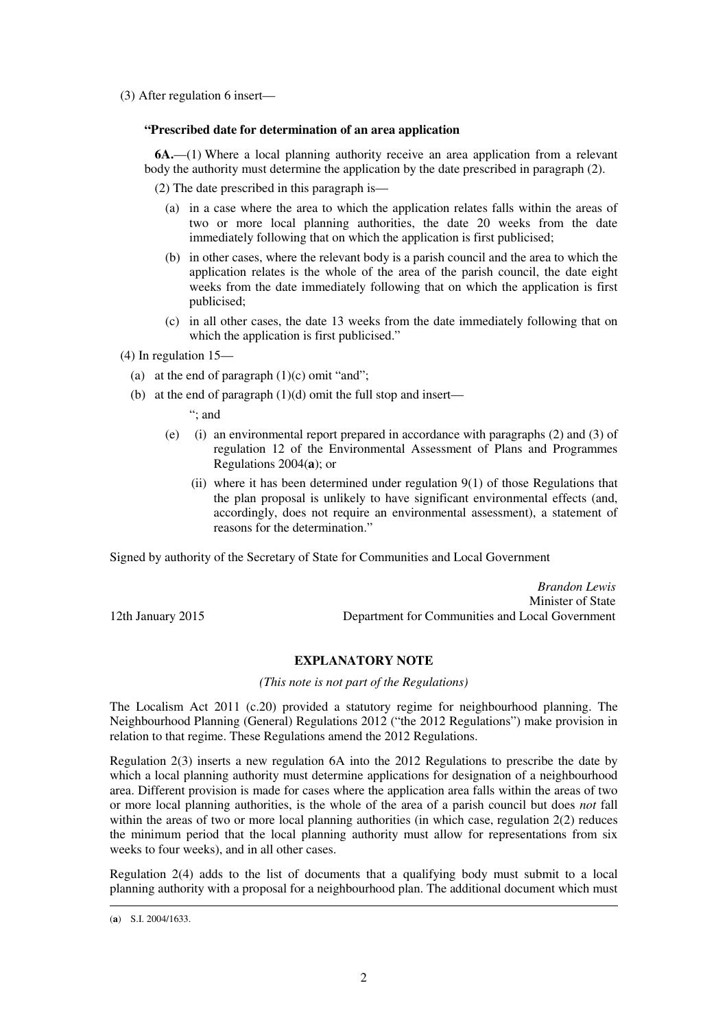(3) After regulation 6 insert—

**"Prescribed date for determination of an area application**

**6A.**—(1) Where a local planning authority receive an area application from a relevant body the authority must determine the application by the date prescribed in paragraph (2).

(2) The date prescribed in this paragraph is—

(a) in a case where the area to which the application relates falls within the areas of two or more local planning authorities, the date 20 weeks from the date immediately following that on which the application is first publicised;

(b) in other cases, where the relevant body is a parish council and the area to which the application relates is the whole of the area of the parish council, the date eight weeks from the date immediately following that on which the application is first publicised;

(c) in all other cases, the date 13 weeks from the date immediately following that on which the application is first publicised."

(4) In regulation 15—

(a) at the end of paragraph (1)(c) omit "and";

(b) at the end of paragraph (1)(d) omit the full stop and insert—

"; and

(e) (i) an environmental report prepared in accordance with paragraphs (2) and (3) of regulation 12 of the Environmental Assessment of Plans and Programmes Regulations 2004(**a**); or

(ii) where it has been determined under regulation 9(1) of those Regulations that the plan proposal is unlikely to have significant environmental effects (and, accordingly, does not require an environmental assessment), a statement of reasons for the determination."

Signed by authority of the Secretary of State for Communities and Local Government

*Brandon Lewis*
Minister of State
12th January 2015 Department for Communities and Local Government

## EXPLANATORY NOTE

*(This note is not part of the Regulations)*

The Localism Act 2011 (c.20) provided a statutory regime for neighbourhood planning. The Neighbourhood Planning (General) Regulations 2012 ("the 2012 Regulations") make provision in relation to that regime. These Regulations amend the 2012 Regulations.

Regulation 2(3) inserts a new regulation 6A into the 2012 Regulations to prescribe the date by which a local planning authority must determine applications for designation of a neighbourhood area. Different provision is made for cases where the application area falls within the areas of two or more local planning authorities, is the whole of the area of a parish council but does *not* fall within the areas of two or more local planning authorities (in which case, regulation 2(2) reduces the minimum period that the local planning authority must allow for representations from six weeks to four weeks), and in all other cases.

Regulation 2(4) adds to the list of documents that a qualifying body must submit to a local planning authority with a proposal for a neighbourhood plan. The additional document which must

(**a**) S.I. 2004/1633.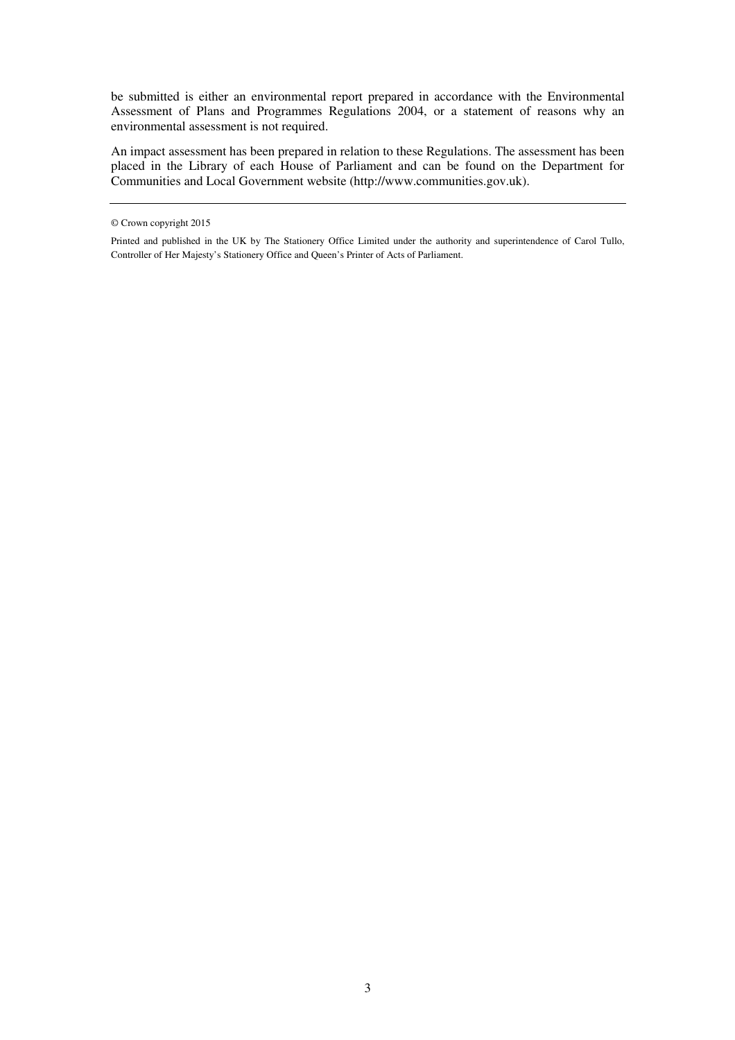be submitted is either an environmental report prepared in accordance with the Environmental Assessment of Plans and Programmes Regulations 2004, or a statement of reasons why an environmental assessment is not required.

An impact assessment has been prepared in relation to these Regulations. The assessment has been placed in the Library of each House of Parliament and can be found on the Department for Communities and Local Government website (http://www.communities.gov.uk).

---

© Crown copyright 2015

Printed and published in the UK by The Stationery Office Limited under the authority and superintendence of Carol Tullo, Controller of Her Majesty's Stationery Office and Queen's Printer of Acts of Parliament.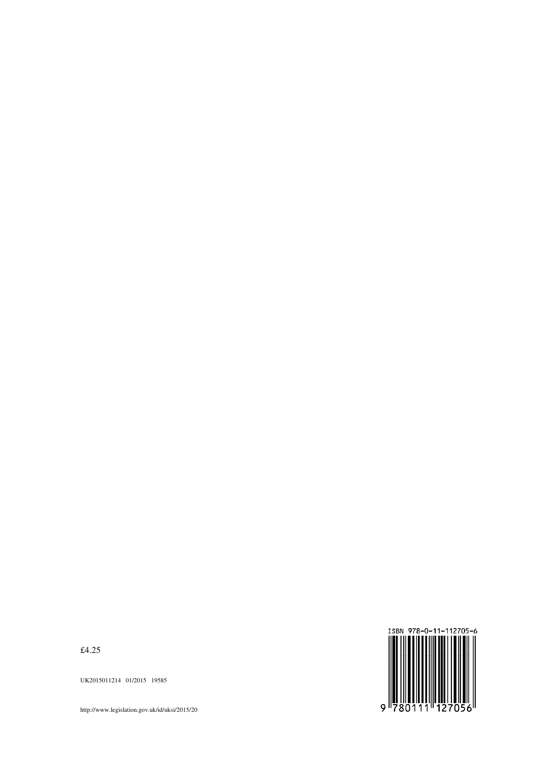£4.25

UK2015011214 01/2015 19585

http://www.legislation.gov.uk/id/uksi/2015/20

ISBN 978-0-11-112705-6

9 780111 127056